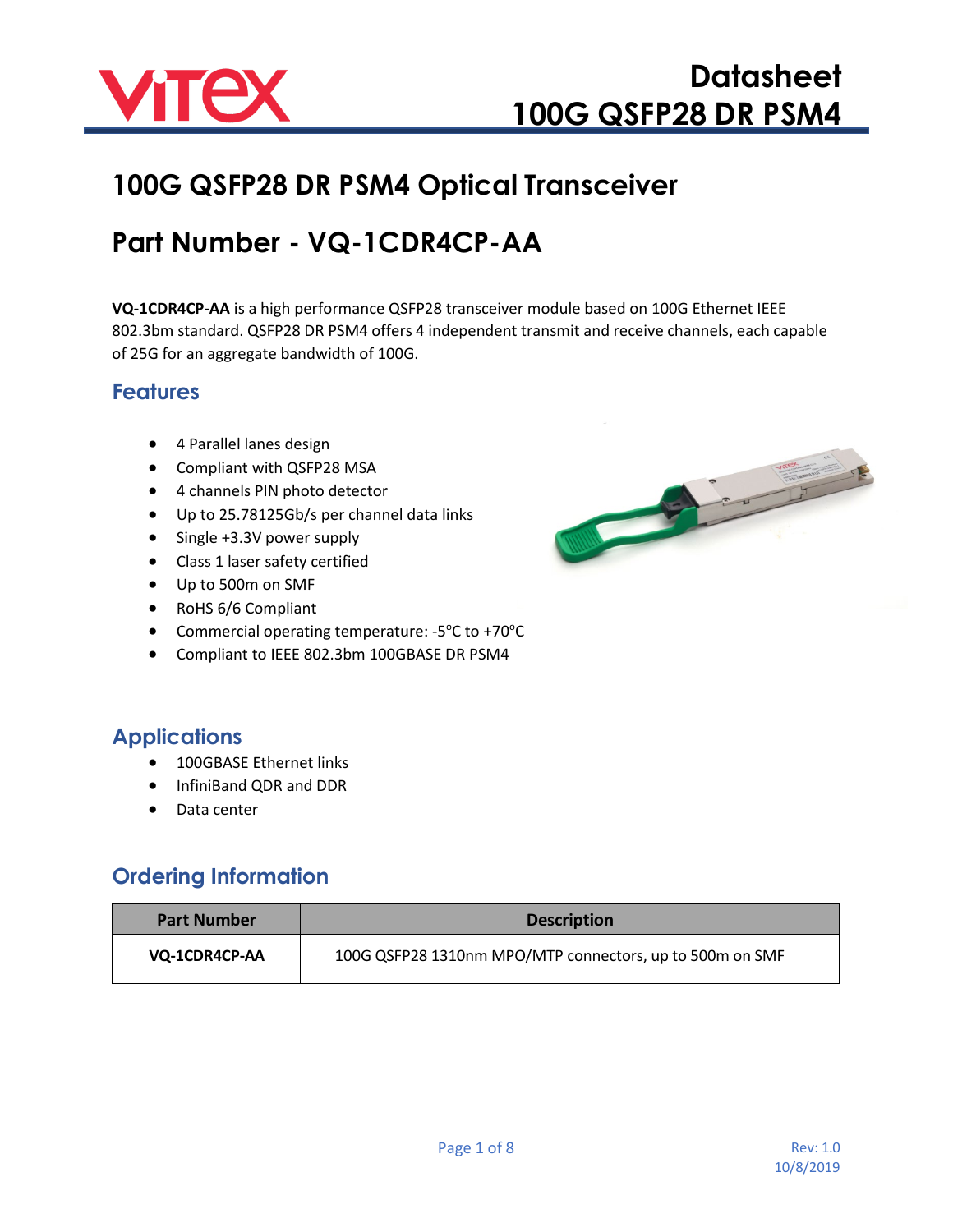# 100G QSFP28 DR PSM4 Optical Transceiver

# Part Number - VQ-1CDR4CP-AA

**VQ-1CDR4CP-AA** is a high performance QSFP28 transceiver module based on 100G Ethernet IEEE 802.3bm standard. QSFP28 DR PSM4 offers 4 independent transmit and receive channels, each capable of 25G for an aggregate bandwidth of 100G.

## Features

- 4 Parallel lanes design
- Compliant with QSFP28 MSA
- 4 channels PIN photo detector
- Up to 25.78125Gb/s per channel data links
- Single +3.3V power supply
- Class 1 laser safety certified
- Up to 500m on SMF
- RoHS 6/6 Compliant
- Commercial operating temperature: -5°C to +70°C
- Compliant to IEEE 802.3bm 100GBASE DR PSM4

## Applications

- 100GBASE Ethernet links
- InfiniBand QDR and DDR
- Data center

## Ordering Information

| Part Number | Description |
| --- | --- |
| **VQ-1CDR4CP-AA** | 100G QSFP28 1310nm MPO/MTP connectors, up to 500m on SMF |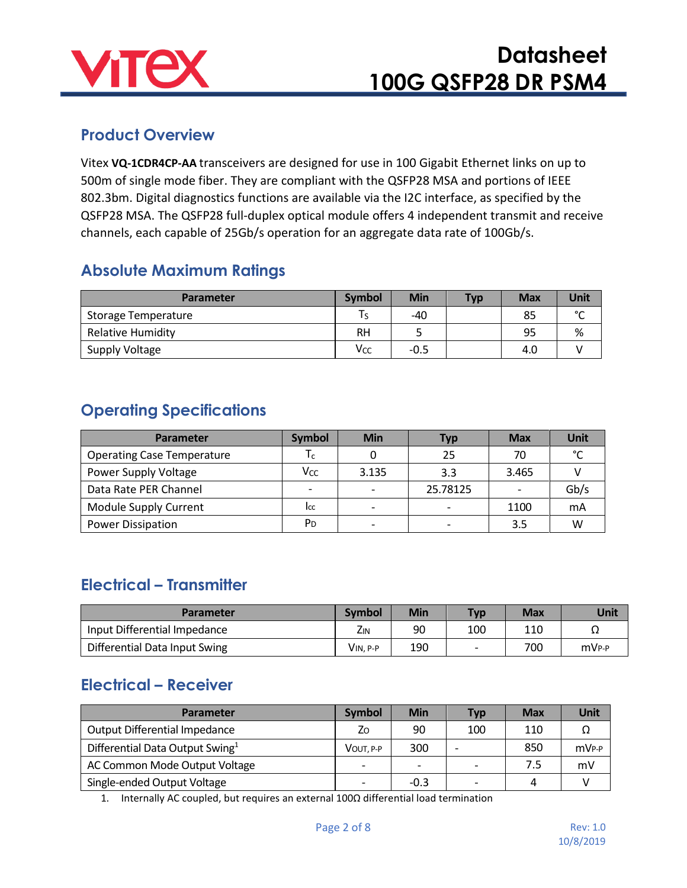## Product Overview

Vitex **VQ-1CDR4CP-AA** transceivers are designed for use in 100 Gigabit Ethernet links on up to 500m of single mode fiber. They are compliant with the QSFP28 MSA and portions of IEEE 802.3bm. Digital diagnostics functions are available via the I2C interface, as specified by the QSFP28 MSA. The QSFP28 full-duplex optical module offers 4 independent transmit and receive channels, each capable of 25Gb/s operation for an aggregate data rate of 100Gb/s.

## Absolute Maximum Ratings

| Parameter | Symbol | Min | Typ | Max | Unit |
|---|---|---|---|---|---|
| Storage Temperature | $T_S$ | -40 | | 85 | °C |
| Relative Humidity | RH | 5 | | 95 | % |
| Supply Voltage | $V_{CC}$ | -0.5 | | 4.0 | V |

## Operating Specifications

| Parameter | Symbol | Min | Typ | Max | Unit |
|---|---|---|---|---|---|
| Operating Case Temperature | $T_c$ | 0 | 25 | 70 | °C |
| Power Supply Voltage | $V_{CC}$ | 3.135 | 3.3 | 3.465 | V |
| Data Rate PER Channel | - | - | 25.78125 | - | Gb/s |
| Module Supply Current | $I_{CC}$ | - | - | 1100 | mA |
| Power Dissipation | $P_D$ | - | - | 3.5 | W |

## Electrical – Transmitter

| Parameter | Symbol | Min | Typ | Max | Unit |
|---|---|---|---|---|---|
| Input Differential Impedance | $Z_{IN}$ | 90 | 100 | 110 | Ω |
| Differential Data Input Swing | $V_{IN, P-P}$ | 190 | - | 700 | $mV_{P-P}$ |

## Electrical – Receiver

| Parameter | Symbol | Min | Typ | Max | Unit |
|---|---|---|---|---|---|
| Output Differential Impedance | $Z_O$ | 90 | 100 | 110 | Ω |
| Differential Data Output Swing[1] | $V_{OUT, P-P}$ | 300 | - | 850 | $mV_{P-P}$ |
| AC Common Mode Output Voltage | - | - | - | 7.5 | mV |
| Single-ended Output Voltage | - | -0.3 | - | 4 | V |

1. Internally AC coupled, but requires an external 100Ω differential load termination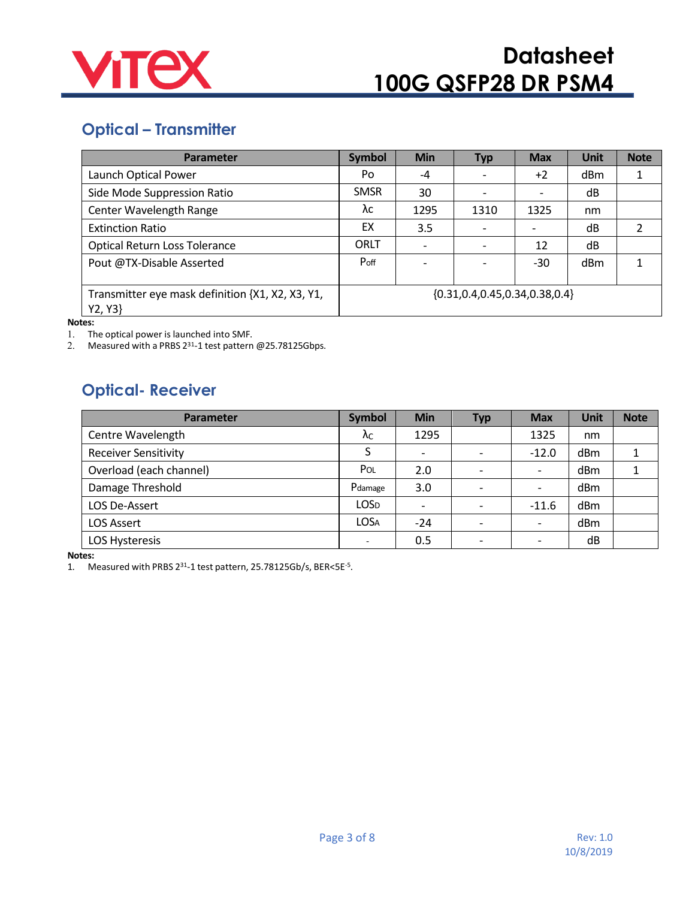## Optical – Transmitter

| Parameter | Symbol | Min | Typ | Max | Unit | Note |
|---|---|---|---|---|---|---|
| Launch Optical Power | Po | -4 | - | +2 | dBm | 1 |
| Side Mode Suppression Ratio | SMSR | 30 | - | - | dB | |
| Center Wavelength Range | λc | 1295 | 1310 | 1325 | nm | |
| Extinction Ratio | EX | 3.5 | - | - | dB | 2 |
| Optical Return Loss Tolerance | ORLT | - | - | 12 | dB | |
| Pout @TX-Disable Asserted | $P_{off}$ | - | - | -30 | dBm | 1 |
| Transmitter eye mask definition {X1, X2, X3, Y1, Y2, Y3} | {0.31,0.4,0.45,0.34,0.38,0.4} | | | | | |

**Notes:**

1. The optical power is launched into SMF.
2. Measured with a PRBS $2^{31}$-1 test pattern @25.78125Gbps.

## Optical- Receiver

| Parameter | Symbol | Min | Typ | Max | Unit | Note |
|---|---|---|---|---|---|---|
| Centre Wavelength | $\lambda_C$ | 1295 | | 1325 | nm | |
| Receiver Sensitivity | S | - | - | -12.0 | dBm | 1 |
| Overload (each channel) | $P_{OL}$ | 2.0 | - | - | dBm | 1 |
| Damage Threshold | $P_{damage}$ | 3.0 | - | - | dBm | |
| LOS De-Assert | $LOS_D$ | - | - | -11.6 | dBm | |
| LOS Assert | $LOS_A$ | -24 | - | - | dBm | |
| LOS Hysteresis | - | 0.5 | - | - | dB | |

**Notes:**

1. Measured with PRBS $2^{31}$-1 test pattern, 25.78125Gb/s, BER<$5E^{-5}$.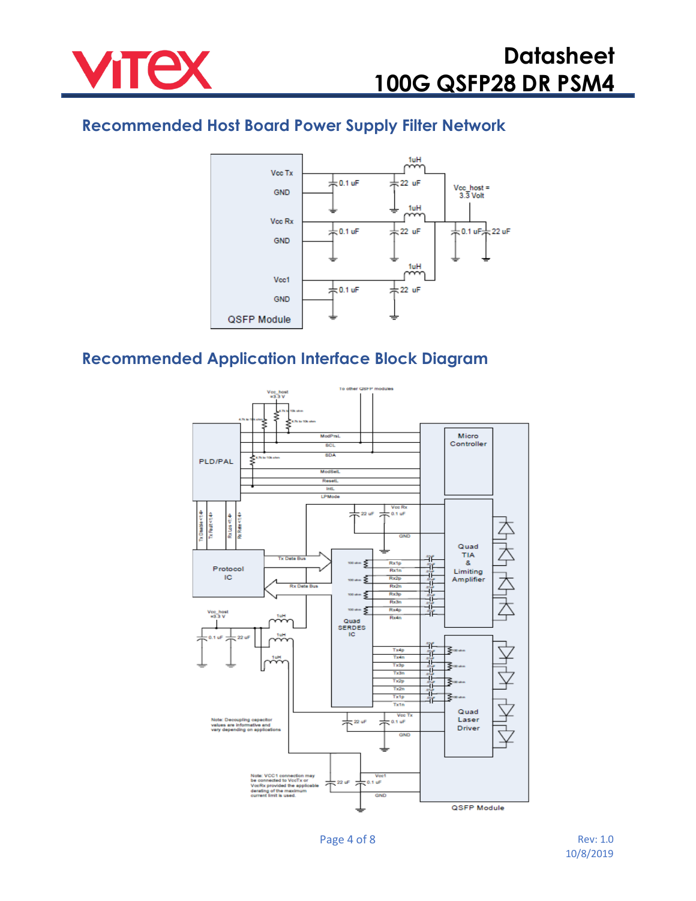## Recommended Host Board Power Supply Filter Network

## Recommended Application Interface Block Diagram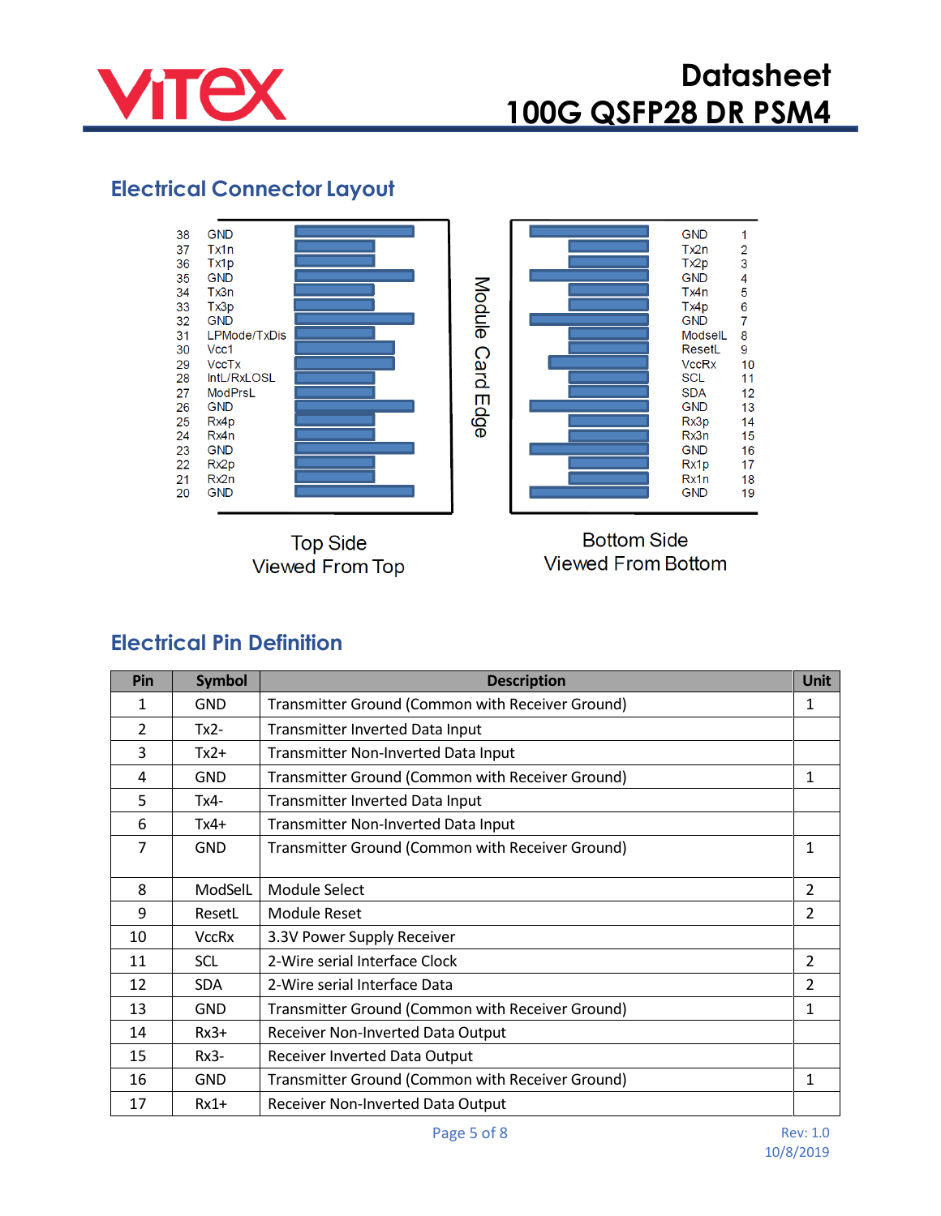## Electrical Connector Layout

| Pin | Signal (Top Side) |
|---|---|
| 38 | GND |
| 37 | Tx1n |
| 36 | Tx1p |
| 35 | GND |
| 34 | Tx3n |
| 33 | Tx3p |
| 32 | GND |
| 31 | LPMode/TxDis |
| 30 | Vcc1 |
| 29 | VccTx |
| 28 | IntL/RxLOSL |
| 27 | ModPrsL |
| 26 | GND |
| 25 | Rx4p |
| 24 | Rx4n |
| 23 | GND |
| 22 | Rx2p |
| 21 | Rx2n |
| 20 | GND |

Top Side
Viewed From Top

Module Card Edge

| Signal (Bottom Side) | Pin |
|---|---|
| GND | 1 |
| Tx2n | 2 |
| Tx2p | 3 |
| GND | 4 |
| Tx4n | 5 |
| Tx4p | 6 |
| GND | 7 |
| ModselL | 8 |
| ResetL | 9 |
| VccRx | 10 |
| SCL | 11 |
| SDA | 12 |
| GND | 13 |
| Rx3p | 14 |
| Rx3n | 15 |
| GND | 16 |
| Rx1p | 17 |
| Rx1n | 18 |
| GND | 19 |

Bottom Side
Viewed From Bottom

## Electrical Pin Definition

| Pin | Symbol | Description | Unit |
|---|---|---|---|
| 1 | GND | Transmitter Ground (Common with Receiver Ground) | 1 |
| 2 | Tx2- | Transmitter Inverted Data Input | |
| 3 | Tx2+ | Transmitter Non-Inverted Data Input | |
| 4 | GND | Transmitter Ground (Common with Receiver Ground) | 1 |
| 5 | Tx4- | Transmitter Inverted Data Input | |
| 6 | Tx4+ | Transmitter Non-Inverted Data Input | |
| 7 | GND | Transmitter Ground (Common with Receiver Ground) | 1 |
| 8 | ModSelL | Module Select | 2 |
| 9 | ResetL | Module Reset | 2 |
| 10 | VccRx | 3.3V Power Supply Receiver | |
| 11 | SCL | 2-Wire serial Interface Clock | 2 |
| 12 | SDA | 2-Wire serial Interface Data | 2 |
| 13 | GND | Transmitter Ground (Common with Receiver Ground) | 1 |
| 14 | Rx3+ | Receiver Non-Inverted Data Output | |
| 15 | Rx3- | Receiver Inverted Data Output | |
| 16 | GND | Transmitter Ground (Common with Receiver Ground) | 1 |
| 17 | Rx1+ | Receiver Non-Inverted Data Output | |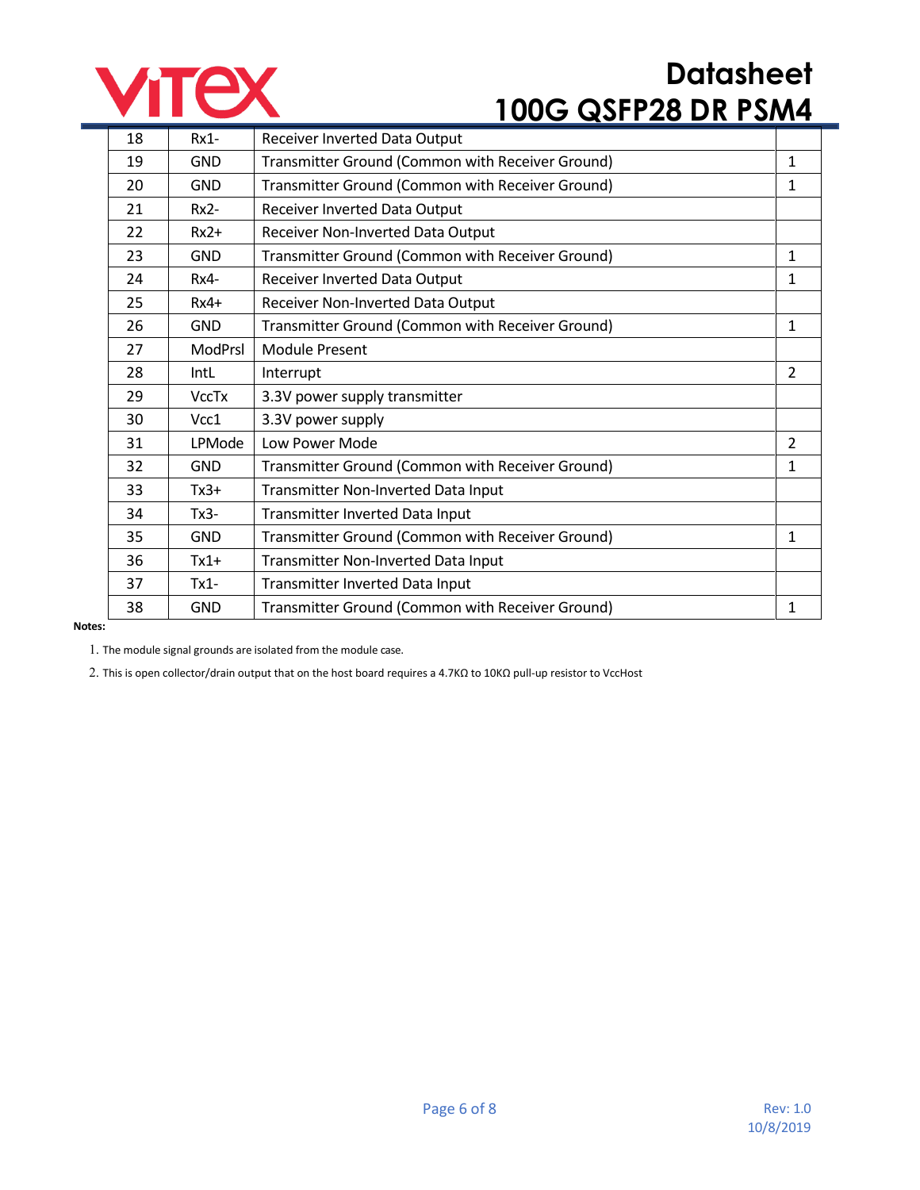| 18 | Rx1- | Receiver Inverted Data Output | |
|---|---|---|---|
| 19 | GND | Transmitter Ground (Common with Receiver Ground) | 1 |
| 20 | GND | Transmitter Ground (Common with Receiver Ground) | 1 |
| 21 | Rx2- | Receiver Inverted Data Output | |
| 22 | Rx2+ | Receiver Non-Inverted Data Output | |
| 23 | GND | Transmitter Ground (Common with Receiver Ground) | 1 |
| 24 | Rx4- | Receiver Inverted Data Output | 1 |
| 25 | Rx4+ | Receiver Non-Inverted Data Output | |
| 26 | GND | Transmitter Ground (Common with Receiver Ground) | 1 |
| 27 | ModPrsl | Module Present | |
| 28 | IntL | Interrupt | 2 |
| 29 | VccTx | 3.3V power supply transmitter | |
| 30 | Vcc1 | 3.3V power supply | |
| 31 | LPMode | Low Power Mode | 2 |
| 32 | GND | Transmitter Ground (Common with Receiver Ground) | 1 |
| 33 | Tx3+ | Transmitter Non-Inverted Data Input | |
| 34 | Tx3- | Transmitter Inverted Data Input | |
| 35 | GND | Transmitter Ground (Common with Receiver Ground) | 1 |
| 36 | Tx1+ | Transmitter Non-Inverted Data Input | |
| 37 | Tx1- | Transmitter Inverted Data Input | |
| 38 | GND | Transmitter Ground (Common with Receiver Ground) | 1 |

**Notes:**

1. The module signal grounds are isolated from the module case.
2. This is open collector/drain output that on the host board requires a 4.7KΩ to 10KΩ pull-up resistor to VccHost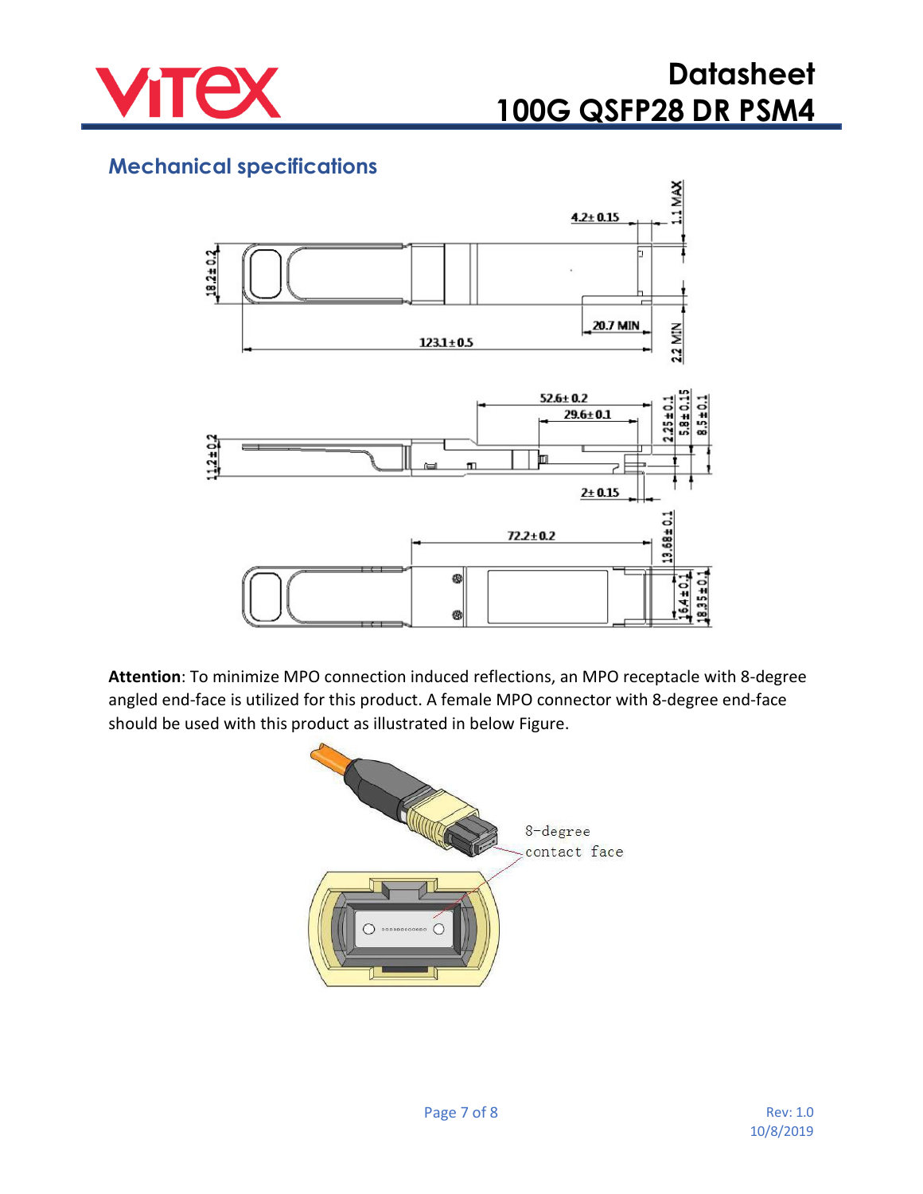## Mechanical specifications

**Attention**: To minimize MPO connection induced reflections, an MPO receptacle with 8-degree angled end-face is utilized for this product. A female MPO connector with 8-degree end-face should be used with this product as illustrated in below Figure.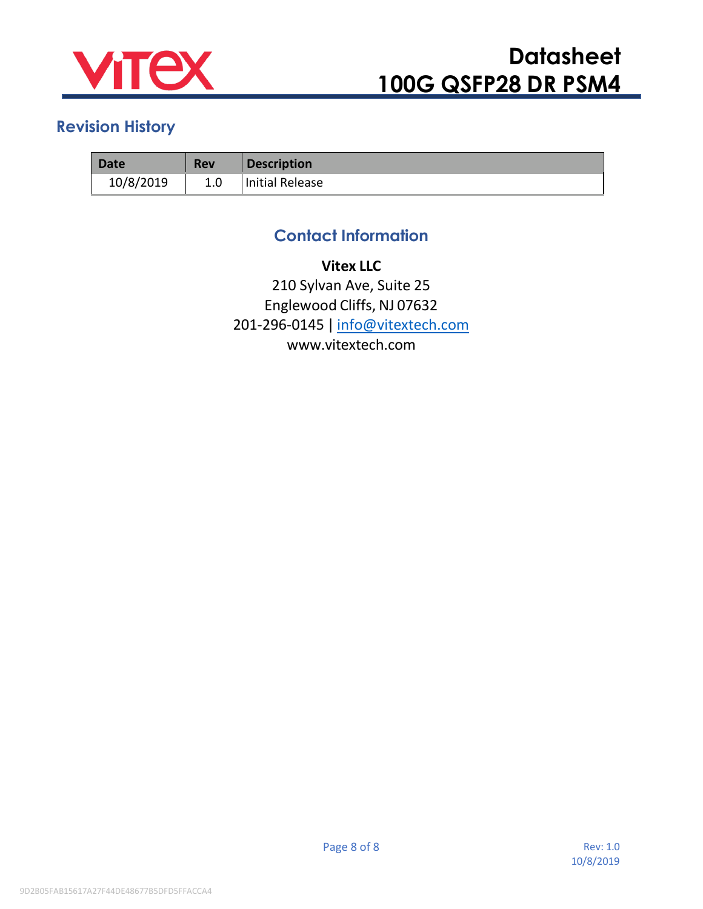## Revision History

| Date | Rev | Description |
|---|---|---|
| 10/8/2019 | 1.0 | Initial Release |

## Contact Information

**Vitex LLC**
210 Sylvan Ave, Suite 25
Englewood Cliffs, NJ 07632
201-296-0145 | info@vitextech.com
www.vitextech.com